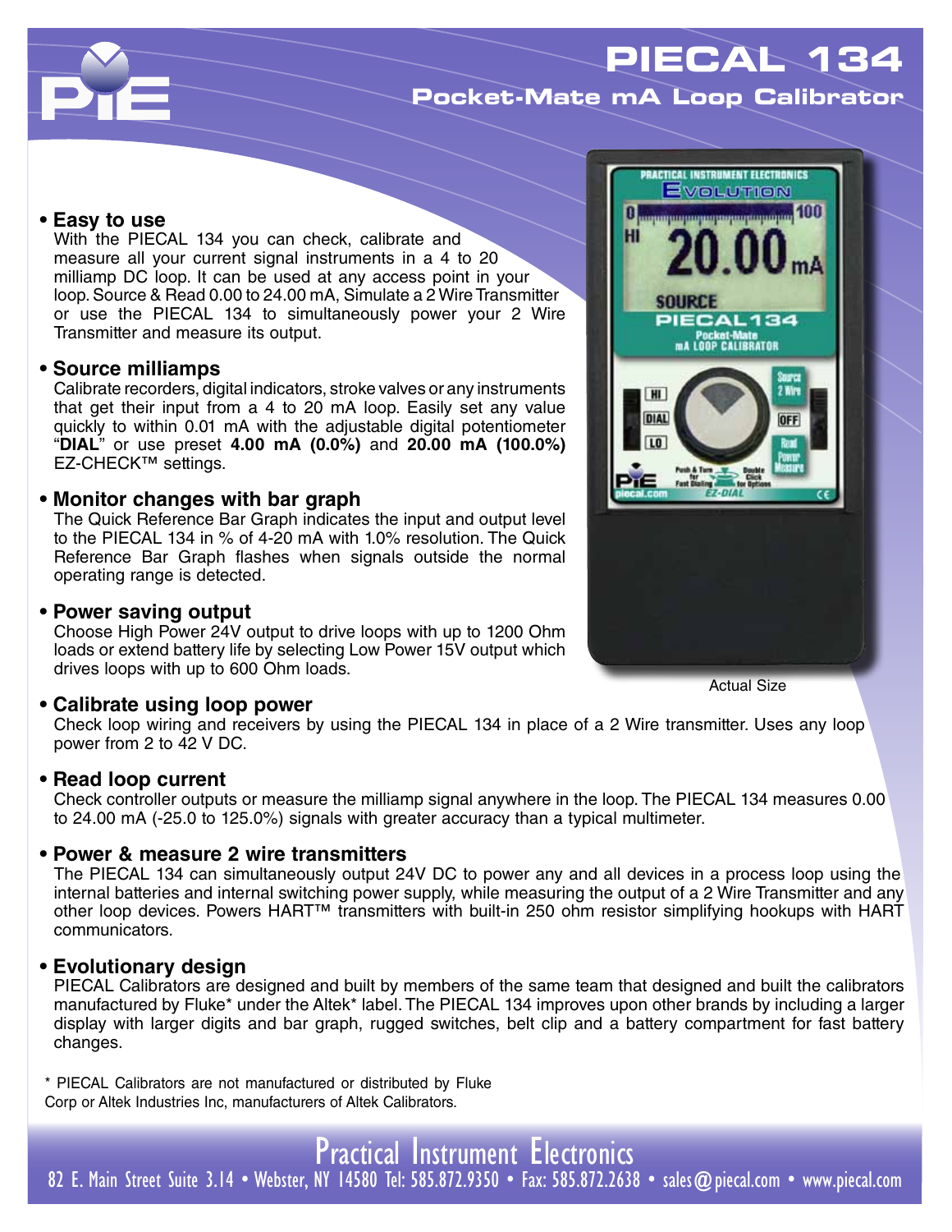# PIECAL 134

## Pocket-Mate mA Loop Calibrator

- **Easy to use**
  With the PIECAL 134 you can check, calibrate and measure all your current signal instruments in a 4 to 20 milliamp DC loop. It can be used at any access point in your loop. Source & Read 0.00 to 24.00 mA, Simulate a 2 Wire Transmitter or use the PIECAL 134 to simultaneously power your 2 Wire Transmitter and measure its output.

- **Source milliamps**
  Calibrate recorders, digital indicators, stroke valves or any instruments that get their input from a 4 to 20 mA loop. Easily set any value quickly to within 0.01 mA with the adjustable digital potentiometer "**DIAL**" or use preset **4.00 mA (0.0%)** and **20.00 mA (100.0%)** EZ-CHECK™ settings.

- **Monitor changes with bar graph**
  The Quick Reference Bar Graph indicates the input and output level to the PIECAL 134 in % of 4-20 mA with 1.0% resolution. The Quick Reference Bar Graph flashes when signals outside the normal operating range is detected.

- **Power saving output**
  Choose High Power 24V output to drive loops with up to 1200 Ohm loads or extend battery life by selecting Low Power 15V output which drives loops with up to 600 Ohm loads.

Actual Size

- **Calibrate using loop power**
  Check loop wiring and receivers by using the PIECAL 134 in place of a 2 Wire transmitter. Uses any loop power from 2 to 42 V DC.

- **Read loop current**
  Check controller outputs or measure the milliamp signal anywhere in the loop. The PIECAL 134 measures 0.00 to 24.00 mA (-25.0 to 125.0%) signals with greater accuracy than a typical multimeter.

- **Power & measure 2 wire transmitters**
  The PIECAL 134 can simultaneously output 24V DC to power any and all devices in a process loop using the internal batteries and internal switching power supply, while measuring the output of a 2 Wire Transmitter and any other loop devices. Powers HART™ transmitters with built-in 250 ohm resistor simplifying hookups with HART communicators.

- **Evolutionary design**
  PIECAL Calibrators are designed and built by members of the same team that designed and built the calibrators manufactured by Fluke* under the Altek* label. The PIECAL 134 improves upon other brands by including a larger display with larger digits and bar graph, rugged switches, belt clip and a battery compartment for fast battery changes.

\* PIECAL Calibrators are not manufactured or distributed by Fluke Corp or Altek Industries Inc, manufacturers of Altek Calibrators.

Practical Instrument Electronics

82 E. Main Street Suite 3.14 • Webster, NY 14580 Tel: 585.872.9350 • Fax: 585.872.2638 • sales@piecal.com • www.piecal.com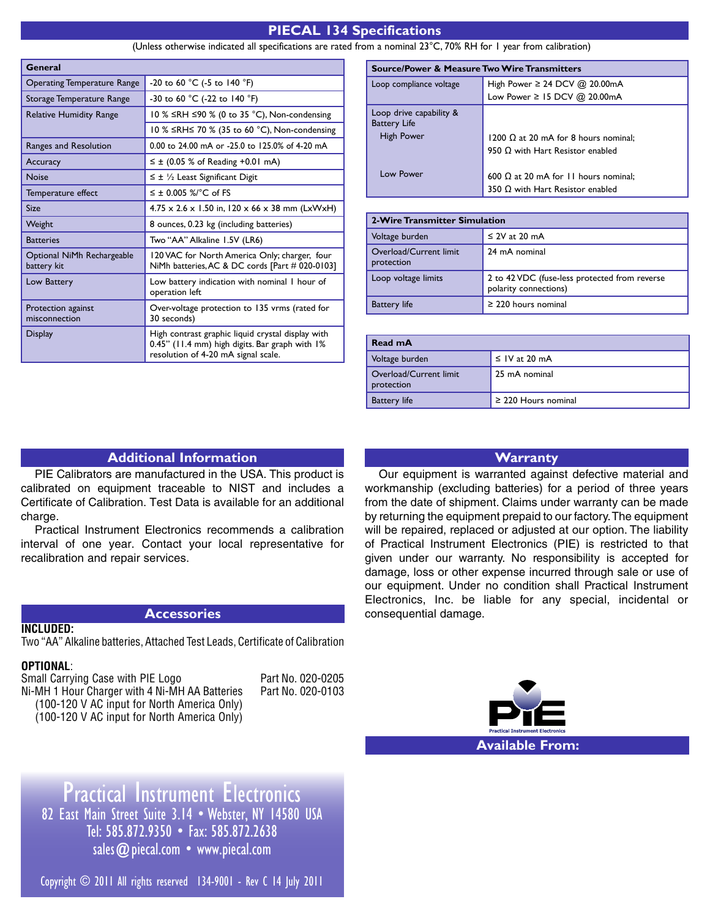# PIECAL 134 Specifications

(Unless otherwise indicated all specifications are rated from a nominal 23°C, 70% RH for 1 year from calibration)

| General | |
|---|---|
| Operating Temperature Range | -20 to 60 °C (-5 to 140 °F) |
| Storage Temperature Range | -30 to 60 °C (-22 to 140 °F) |
| Relative Humidity Range | 10 % ≤RH ≤90 % (0 to 35 °C), Non-condensing |
| | 10 % ≤RH≤ 70 % (35 to 60 °C), Non-condensing |
| Ranges and Resolution | 0.00 to 24.00 mA or -25.0 to 125.0% of 4-20 mA |
| Accuracy | ≤ ± (0.05 % of Reading +0.01 mA) |
| Noise | ≤ ± ½ Least Significant Digit |
| Temperature effect | ≤ ± 0.005 %/°C of FS |
| Size | 4.75 x 2.6 x 1.50 in, 120 x 66 x 38 mm (LxWxH) |
| Weight | 8 ounces, 0.23 kg (including batteries) |
| Batteries | Two "AA" Alkaline 1.5V (LR6) |
| Optional NiMh Rechargeable battery kit | 120VAC for North America Only; charger, four NiMh batteries, AC & DC cords [Part # 020-0103] |
| Low Battery | Low battery indication with nominal 1 hour of operation left |
| Protection against misconnection | Over-voltage protection to 135 vrms (rated for 30 seconds) |
| Display | High contrast graphic liquid crystal display with 0.45" (11.4 mm) high digits. Bar graph with 1% resolution of 4-20 mA signal scale. |

| Source/Power & Measure Two Wire Transmitters | |
|---|---|
| Loop compliance voltage | High Power ≥ 24 DCV @ 20.00mA<br>Low Power ≥ 15 DCV @ 20.00mA |
| Loop drive capability & Battery Life | |
| High Power | 1200 Ω at 20 mA for 8 hours nominal;<br>950 Ω with Hart Resistor enabled |
| Low Power | 600 Ω at 20 mA for 11 hours nominal;<br>350 Ω with Hart Resistor enabled |

| 2-Wire Transmitter Simulation | |
|---|---|
| Voltage burden | ≤ 2V at 20 mA |
| Overload/Current limit protection | 24 mA nominal |
| Loop voltage limits | 2 to 42VDC (fuse-less protected from reverse polarity connections) |
| Battery life | ≥ 220 hours nominal |

| Read mA | |
|---|---|
| Voltage burden | ≤ 1V at 20 mA |
| Overload/Current limit protection | 25 mA nominal |
| Battery life | ≥ 220 Hours nominal |

## Additional Information

PIE Calibrators are manufactured in the USA. This product is calibrated on equipment traceable to NIST and includes a Certificate of Calibration. Test Data is available for an additional charge.

Practical Instrument Electronics recommends a calibration interval of one year. Contact your local representative for recalibration and repair services.

## Accessories

**INCLUDED:**
Two "AA" Alkaline batteries, Attached Test Leads, Certificate of Calibration

**OPTIONAL**:
Small Carrying Case with PIE Logo — Part No. 020-0205
Ni-MH 1 Hour Charger with 4 Ni-MH AA Batteries — Part No. 020-0103
(100-120 V AC input for North America Only)
(100-120 V AC input for North America Only)

## Warranty

Our equipment is warranted against defective material and workmanship (excluding batteries) for a period of three years from the date of shipment. Claims under warranty can be made by returning the equipment prepaid to our factory. The equipment will be repaired, replaced or adjusted at our option. The liability of Practical Instrument Electronics (PIE) is restricted to that given under our warranty. No responsibility is accepted for damage, loss or other expense incurred through sale or use of our equipment. Under no condition shall Practical Instrument Electronics, Inc. be liable for any special, incidental or consequential damage.

PIE
Practical Instrument Electronics

**Available From:**

Practical Instrument Electronics
82 East Main Street Suite 3.14 • Webster, NY 14580 USA
Tel: 585.872.9350 • Fax: 585.872.2638
sales@piecal.com • www.piecal.com

Copyright © 2011 All rights reserved 134-9001 - Rev C 14 July 2011